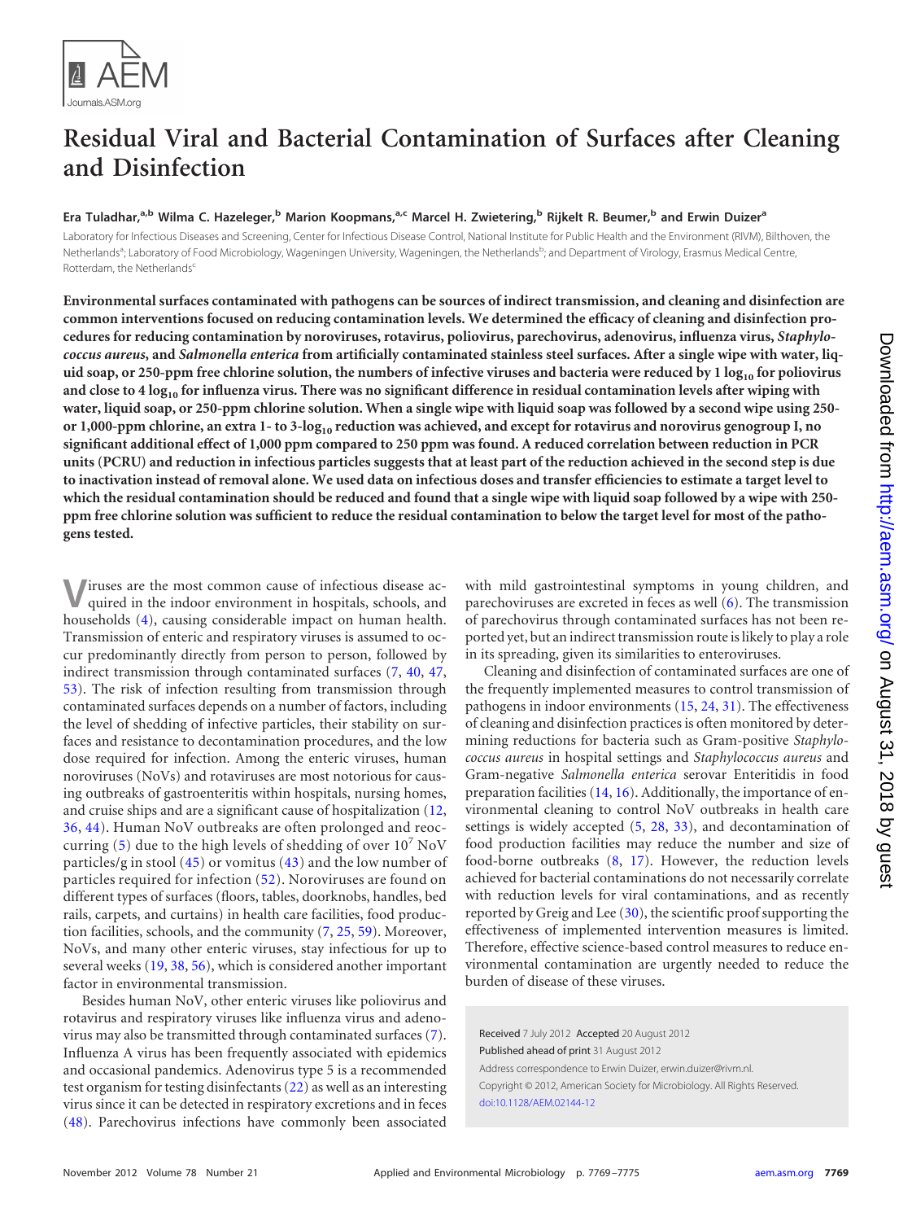# Residual Viral and Bacterial Contamination of Surfaces after Cleaning and Disinfection

**Era Tuladhar,[a,b] Wilma C. Hazeleger,[b] Marion Koopmans,[a,c] Marcel H. Zwietering,[b] Rijkelt R. Beumer,[b] and Erwin Duizer[a]**

Laboratory for Infectious Diseases and Screening, Center for Infectious Disease Control, National Institute for Public Health and the Environment (RIVM), Bilthoven, the Netherlands[a]; Laboratory of Food Microbiology, Wageningen University, Wageningen, the Netherlands[b]; and Department of Virology, Erasmus Medical Centre, Rotterdam, the Netherlands[c]

**Environmental surfaces contaminated with pathogens can be sources of indirect transmission, and cleaning and disinfection are common interventions focused on reducing contamination levels. We determined the efficacy of cleaning and disinfection procedures for reducing contamination by noroviruses, rotavirus, poliovirus, parechovirus, adenovirus, influenza virus, *Staphylococcus aureus*, and *Salmonella enterica* from artificially contaminated stainless steel surfaces. After a single wipe with water, liquid soap, or 250-ppm free chlorine solution, the numbers of infective viruses and bacteria were reduced by 1 $\log_{10}$ for poliovirus and close to 4 $\log_{10}$ for influenza virus. There was no significant difference in residual contamination levels after wiping with water, liquid soap, or 250-ppm chlorine solution. When a single wipe with liquid soap was followed by a second wipe using 250- or 1,000-ppm chlorine, an extra 1- to 3-$\log_{10}$ reduction was achieved, and except for rotavirus and norovirus genogroup I, no significant additional effect of 1,000 ppm compared to 250 ppm was found. A reduced correlation between reduction in PCR units (PCRU) and reduction in infectious particles suggests that at least part of the reduction achieved in the second step is due to inactivation instead of removal alone. We used data on infectious doses and transfer efficiencies to estimate a target level to which the residual contamination should be reduced and found that a single wipe with liquid soap followed by a wipe with 250-ppm free chlorine solution was sufficient to reduce the residual contamination to below the target level for most of the pathogens tested.**

Viruses are the most common cause of infectious disease acquired in the indoor environment in hospitals, schools, and households (4), causing considerable impact on human health. Transmission of enteric and respiratory viruses is assumed to occur predominantly directly from person to person, followed by indirect transmission through contaminated surfaces (7, 40, 47, 53). The risk of infection resulting from transmission through contaminated surfaces depends on a number of factors, including the level of shedding of infective particles, their stability on surfaces and resistance to decontamination procedures, and the low dose required for infection. Among the enteric viruses, human noroviruses (NoVs) and rotaviruses are most notorious for causing outbreaks of gastroenteritis within hospitals, nursing homes, and cruise ships and are a significant cause of hospitalization (12, 36, 44). Human NoV outbreaks are often prolonged and reoccurring (5) due to the high levels of shedding of over $10^7$ NoV particles/g in stool (45) or vomitus (43) and the low number of particles required for infection (52). Noroviruses are found on different types of surfaces (floors, tables, doorknobs, handles, bed rails, carpets, and curtains) in health care facilities, food production facilities, schools, and the community (7, 25, 59). Moreover, NoVs, and many other enteric viruses, stay infectious for up to several weeks (19, 38, 56), which is considered another important factor in environmental transmission.

Besides human NoV, other enteric viruses like poliovirus and rotavirus and respiratory viruses like influenza virus and adenovirus may also be transmitted through contaminated surfaces (7). Influenza A virus has been frequently associated with epidemics and occasional pandemics. Adenovirus type 5 is a recommended test organism for testing disinfectants (22) as well as an interesting virus since it can be detected in respiratory excretions and in feces (48). Parechovirus infections have commonly been associated with mild gastrointestinal symptoms in young children, and parechoviruses are excreted in feces as well (6). The transmission of parechovirus through contaminated surfaces has not been reported yet, but an indirect transmission route is likely to play a role in its spreading, given its similarities to enteroviruses.

Cleaning and disinfection of contaminated surfaces are one of the frequently implemented measures to control transmission of pathogens in indoor environments (15, 24, 31). The effectiveness of cleaning and disinfection practices is often monitored by determining reductions for bacteria such as Gram-positive *Staphylococcus aureus* in hospital settings and *Staphylococcus aureus* and Gram-negative *Salmonella enterica* serovar Enteritidis in food preparation facilities (14, 16). Additionally, the importance of environmental cleaning to control NoV outbreaks in health care settings is widely accepted (5, 28, 33), and decontamination of food production facilities may reduce the number and size of food-borne outbreaks (8, 17). However, the reduction levels achieved for bacterial contaminations do not necessarily correlate with reduction levels for viral contaminations, and as recently reported by Greig and Lee (30), the scientific proof supporting the effectiveness of implemented intervention measures is limited. Therefore, effective science-based control measures to reduce environmental contamination are urgently needed to reduce the burden of disease of these viruses.

Received 7 July 2012 Accepted 20 August 2012

Published ahead of print 31 August 2012

Address correspondence to Erwin Duizer, erwin.duizer@rivm.nl.

Copyright © 2012, American Society for Microbiology. All Rights Reserved.

doi:10.1128/AEM.02144-12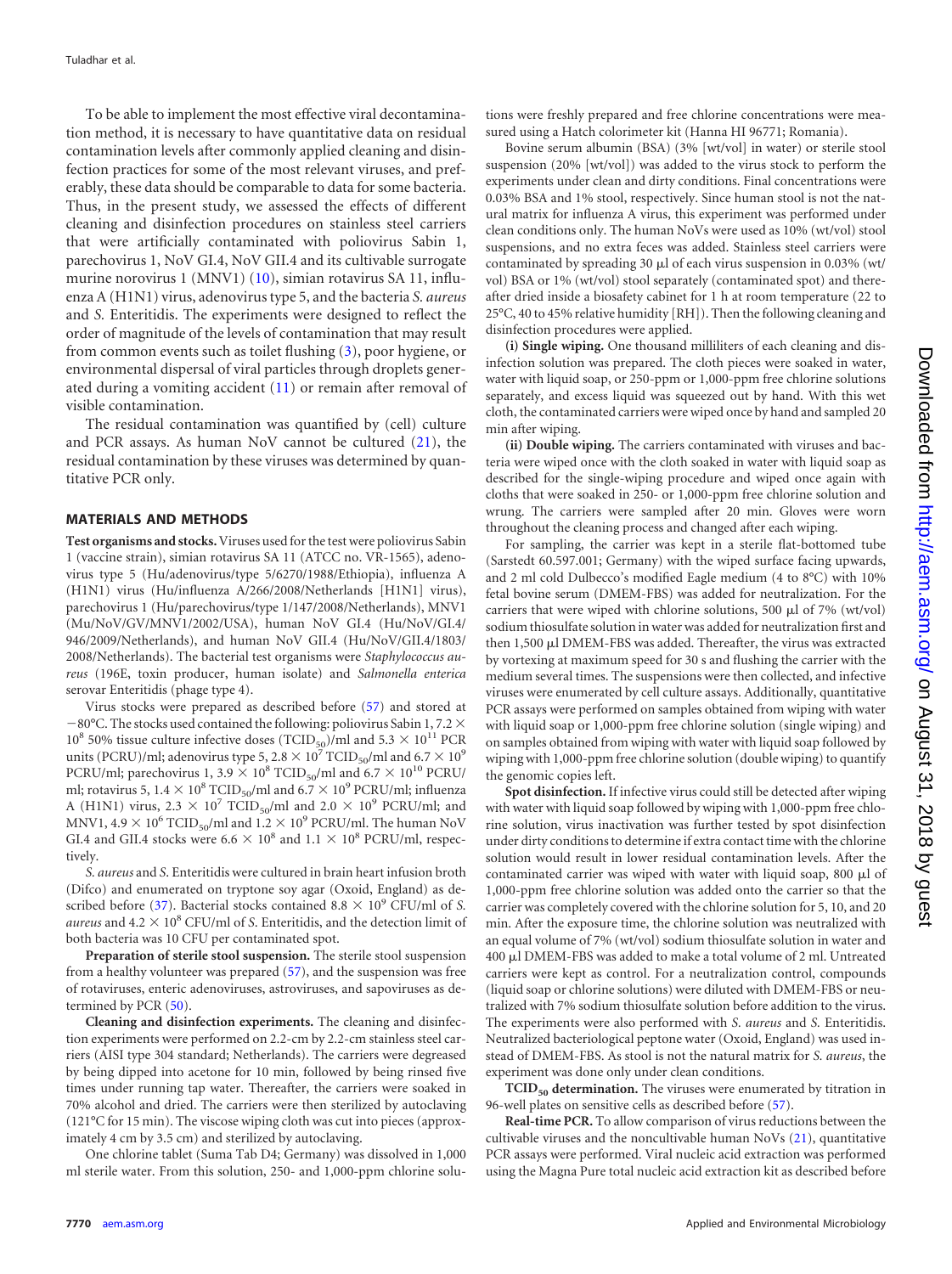To be able to implement the most effective viral decontamination method, it is necessary to have quantitative data on residual contamination levels after commonly applied cleaning and disinfection practices for some of the most relevant viruses, and preferably, these data should be comparable to data for some bacteria. Thus, in the present study, we assessed the effects of different cleaning and disinfection procedures on stainless steel carriers that were artificially contaminated with poliovirus Sabin 1, parechovirus 1, NoV GI.4, NoV GII.4 and its cultivable surrogate murine norovirus 1 (MNV1) (10), simian rotavirus SA 11, influenza A (H1N1) virus, adenovirus type 5, and the bacteria *S. aureus* and *S.* Enteritidis. The experiments were designed to reflect the order of magnitude of the levels of contamination that may result from common events such as toilet flushing (3), poor hygiene, or environmental dispersal of viral particles through droplets generated during a vomiting accident (11) or remain after removal of visible contamination.

The residual contamination was quantified by (cell) culture and PCR assays. As human NoV cannot be cultured (21), the residual contamination by these viruses was determined by quantitative PCR only.

## MATERIALS AND METHODS

**Test organisms and stocks.** Viruses used for the test were poliovirus Sabin 1 (vaccine strain), simian rotavirus SA 11 (ATCC no. VR-1565), adenovirus type 5 (Hu/adenovirus/type 5/6270/1988/Ethiopia), influenza A (H1N1) virus (Hu/influenza A/266/2008/Netherlands [H1N1] virus), parechovirus 1 (Hu/parechovirus/type 1/147/2008/Netherlands), MNV1 (Mu/NoV/GV/MNV1/2002/USA), human NoV GI.4 (Hu/NoV/GI.4/946/2009/Netherlands), and human NoV GII.4 (Hu/NoV/GII.4/1803/2008/Netherlands). The bacterial test organisms were *Staphylococcus aureus* (196E, toxin producer, human isolate) and *Salmonella enterica* serovar Enteritidis (phage type 4).

Virus stocks were prepared as described before (57) and stored at −80°C. The stocks used contained the following: poliovirus Sabin 1, $7.2 \times 10^8$ 50% tissue culture infective doses ($TCID_{50}$)/ml and $5.3 \times 10^{11}$ PCR units (PCRU)/ml; adenovirus type 5, $2.8 \times 10^7$ $TCID_{50}$/ml and $6.7 \times 10^9$ PCRU/ml; parechovirus 1, $3.9 \times 10^8$ $TCID_{50}$/ml and $6.7 \times 10^{10}$ PCRU/ml; rotavirus 5, $1.4 \times 10^8$ $TCID_{50}$/ml and $6.7 \times 10^9$ PCRU/ml; influenza A (H1N1) virus, $2.3 \times 10^7$ $TCID_{50}$/ml and $2.0 \times 10^9$ PCRU/ml; and MNV1, $4.9 \times 10^6$ $TCID_{50}$/ml and $1.2 \times 10^9$ PCRU/ml. The human NoV GI.4 and GII.4 stocks were $6.6 \times 10^8$ and $1.1 \times 10^8$ PCRU/ml, respectively.

*S. aureus* and *S.* Enteritidis were cultured in brain heart infusion broth (Difco) and enumerated on tryptone soy agar (Oxoid, England) as described before (37). Bacterial stocks contained $8.8 \times 10^9$ CFU/ml of *S. aureus* and $4.2 \times 10^8$ CFU/ml of *S.* Enteritidis, and the detection limit of both bacteria was 10 CFU per contaminated spot.

**Preparation of sterile stool suspension.** The sterile stool suspension from a healthy volunteer was prepared (57), and the suspension was free of rotaviruses, enteric adenoviruses, astroviruses, and sapoviruses as determined by PCR (50).

**Cleaning and disinfection experiments.** The cleaning and disinfection experiments were performed on 2.2-cm by 2.2-cm stainless steel carriers (AISI type 304 standard; Netherlands). The carriers were degreased by being dipped into acetone for 10 min, followed by being rinsed five times under running tap water. Thereafter, the carriers were soaked in 70% alcohol and dried. The carriers were then sterilized by autoclaving (121°C for 15 min). The viscose wiping cloth was cut into pieces (approximately 4 cm by 3.5 cm) and sterilized by autoclaving.

One chlorine tablet (Suma Tab D4; Germany) was dissolved in 1,000 ml sterile water. From this solution, 250- and 1,000-ppm chlorine solutions were freshly prepared and free chlorine concentrations were measured using a Hatch colorimeter kit (Hanna HI 96771; Romania).

Bovine serum albumin (BSA) (3% [wt/vol] in water) or sterile stool suspension (20% [wt/vol]) was added to the virus stock to perform the experiments under clean and dirty conditions. Final concentrations were 0.03% BSA and 1% stool, respectively. Since human stool is not the natural matrix for influenza A virus, this experiment was performed under clean conditions only. The human NoVs were used as 10% (wt/vol) stool suspensions, and no extra feces was added. Stainless steel carriers were contaminated by spreading 30 μl of each virus suspension in 0.03% (wt/vol) BSA or 1% (wt/vol) stool separately (contaminated spot) and thereafter dried inside a biosafety cabinet for 1 h at room temperature (22 to 25°C, 40 to 45% relative humidity [RH]). Then the following cleaning and disinfection procedures were applied.

**(i) Single wiping.** One thousand milliliters of each cleaning and disinfection solution was prepared. The cloth pieces were soaked in water, water with liquid soap, or 250-ppm or 1,000-ppm free chlorine solutions separately, and excess liquid was squeezed out by hand. With this wet cloth, the contaminated carriers were wiped once by hand and sampled 20 min after wiping.

**(ii) Double wiping.** The carriers contaminated with viruses and bacteria were wiped once with the cloth soaked in water with liquid soap as described for the single-wiping procedure and wiped once again with cloths that were soaked in 250- or 1,000-ppm free chlorine solution and wrung. The carriers were sampled after 20 min. Gloves were worn throughout the cleaning process and changed after each wiping.

For sampling, the carrier was kept in a sterile flat-bottomed tube (Sarstedt 60.597.001; Germany) with the wiped surface facing upwards, and 2 ml cold Dulbecco's modified Eagle medium (4 to 8°C) with 10% fetal bovine serum (DMEM-FBS) was added for neutralization. For the carriers that were wiped with chlorine solutions, 500 μl of 7% (wt/vol) sodium thiosulfate solution in water was added for neutralization first and then 1,500 μl DMEM-FBS was added. Thereafter, the virus was extracted by vortexing at maximum speed for 30 s and flushing the carrier with the medium several times. The suspensions were then collected, and infective viruses were enumerated by cell culture assays. Additionally, quantitative PCR assays were performed on samples obtained from wiping with water with liquid soap or 1,000-ppm free chlorine solution (single wiping) and on samples obtained from wiping with water with liquid soap followed by wiping with 1,000-ppm free chlorine solution (double wiping) to quantify the genomic copies left.

**Spot disinfection.** If infective virus could still be detected after wiping with water with liquid soap followed by wiping with 1,000-ppm free chlorine solution, virus inactivation was further tested by spot disinfection under dirty conditions to determine if extra contact time with the chlorine solution would result in lower residual contamination levels. After the contaminated carrier was wiped with water with liquid soap, 800 μl of 1,000-ppm free chlorine solution was added onto the carrier so that the carrier was completely covered with the chlorine solution for 5, 10, and 20 min. After the exposure time, the chlorine solution was neutralized with an equal volume of 7% (wt/vol) sodium thiosulfate solution in water and 400 μl DMEM-FBS was added to make a total volume of 2 ml. Untreated carriers were kept as control. For a neutralization control, compounds (liquid soap or chlorine solutions) were diluted with DMEM-FBS or neutralized with 7% sodium thiosulfate solution before addition to the virus. The experiments were also performed with *S. aureus* and *S.* Enteritidis. Neutralized bacteriological peptone water (Oxoid, England) was used instead of DMEM-FBS. As stool is not the natural matrix for *S. aureus*, the experiment was done only under clean conditions.

**$TCID_{50}$ determination.** The viruses were enumerated by titration in 96-well plates on sensitive cells as described before (57).

**Real-time PCR.** To allow comparison of virus reductions between the cultivable viruses and the noncultivable human NoVs (21), quantitative PCR assays were performed. Viral nucleic acid extraction was performed using the Magna Pure total nucleic acid extraction kit as described before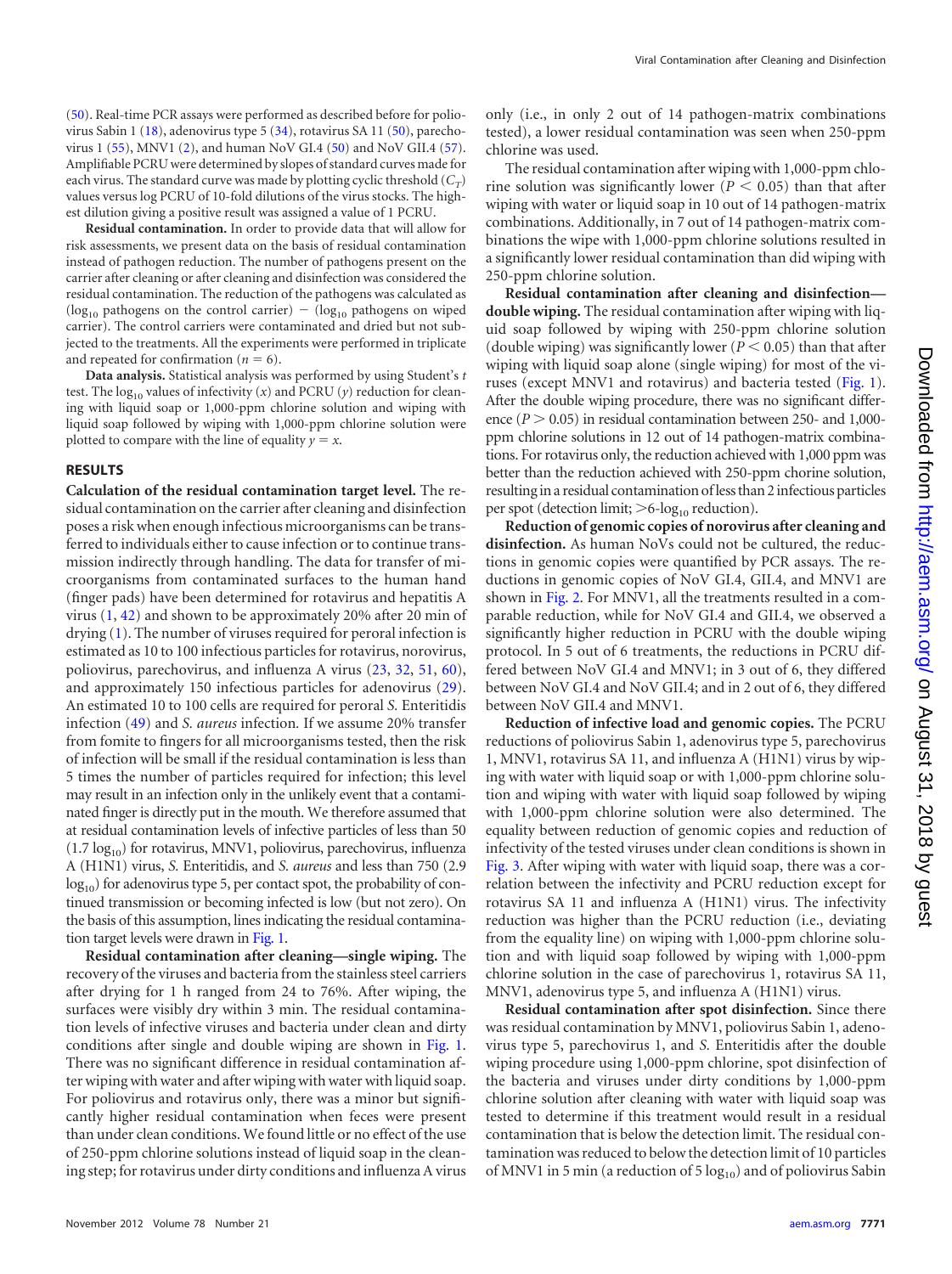(50). Real-time PCR assays were performed as described before for poliovirus Sabin 1 (18), adenovirus type 5 (34), rotavirus SA 11 (50), parechovirus 1 (55), MNV1 (2), and human NoV GI.4 (50) and NoV GII.4 (57). Amplifiable PCRU were determined by slopes of standard curves made for each virus. The standard curve was made by plotting cyclic threshold ($C_T$) values versus log PCRU of 10-fold dilutions of the virus stocks. The highest dilution giving a positive result was assigned a value of 1 PCRU.

**Residual contamination.** In order to provide data that will allow for risk assessments, we present data on the basis of residual contamination instead of pathogen reduction. The number of pathogens present on the carrier after cleaning or after cleaning and disinfection was considered the residual contamination. The reduction of the pathogens was calculated as ($\log_{10}$ pathogens on the control carrier) − ($\log_{10}$ pathogens on wiped carrier). The control carriers were contaminated and dried but not subjected to the treatments. All the experiments were performed in triplicate and repeated for confirmation ($n = 6$).

**Data analysis.** Statistical analysis was performed by using Student's $t$ test. The $\log_{10}$ values of infectivity ($x$) and PCRU ($y$) reduction for cleaning with liquid soap or 1,000-ppm chlorine solution and wiping with liquid soap followed by wiping with 1,000-ppm chlorine solution were plotted to compare with the line of equality $y = x$.

## RESULTS

**Calculation of the residual contamination target level.** The residual contamination on the carrier after cleaning and disinfection poses a risk when enough infectious microorganisms can be transferred to individuals either to cause infection or to continue transmission indirectly through handling. The data for transfer of microorganisms from contaminated surfaces to the human hand (finger pads) have been determined for rotavirus and hepatitis A virus (1, 42) and shown to be approximately 20% after 20 min of drying (1). The number of viruses required for peroral infection is estimated as 10 to 100 infectious particles for rotavirus, norovirus, poliovirus, parechovirus, and influenza A virus (23, 32, 51, 60), and approximately 150 infectious particles for adenovirus (29). An estimated 10 to 100 cells are required for peroral *S.* Enteritidis infection (49) and *S. aureus* infection. If we assume 20% transfer from fomite to fingers for all microorganisms tested, then the risk of infection will be small if the residual contamination is less than 5 times the number of particles required for infection; this level may result in an infection only in the unlikely event that a contaminated finger is directly put in the mouth. We therefore assumed that at residual contamination levels of infective particles of less than 50 (1.7 $\log_{10}$) for rotavirus, MNV1, poliovirus, parechovirus, influenza A (H1N1) virus, *S.* Enteritidis, and *S. aureus* and less than 750 (2.9 $\log_{10}$) for adenovirus type 5, per contact spot, the probability of continued transmission or becoming infected is low (but not zero). On the basis of this assumption, lines indicating the residual contamination target levels were drawn in Fig. 1.

**Residual contamination after cleaning—single wiping.** The recovery of the viruses and bacteria from the stainless steel carriers after drying for 1 h ranged from 24 to 76%. After wiping, the surfaces were visibly dry within 3 min. The residual contamination levels of infective viruses and bacteria under clean and dirty conditions after single and double wiping are shown in Fig. 1. There was no significant difference in residual contamination after wiping with water and after wiping with water with liquid soap. For poliovirus and rotavirus only, there was a minor but significantly higher residual contamination when feces were present than under clean conditions. We found little or no effect of the use of 250-ppm chlorine solutions instead of liquid soap in the cleaning step; for rotavirus under dirty conditions and influenza A virus only (i.e., in only 2 out of 14 pathogen-matrix combinations tested), a lower residual contamination was seen when 250-ppm chlorine was used.

The residual contamination after wiping with 1,000-ppm chlorine solution was significantly lower ($P < 0.05$) than that after wiping with water or liquid soap in 10 out of 14 pathogen-matrix combinations. Additionally, in 7 out of 14 pathogen-matrix combinations the wipe with 1,000-ppm chlorine solutions resulted in a significantly lower residual contamination than did wiping with 250-ppm chlorine solution.

**Residual contamination after cleaning and disinfection—double wiping.** The residual contamination after wiping with liquid soap followed by wiping with 250-ppm chlorine solution (double wiping) was significantly lower ($P < 0.05$) than that after wiping with liquid soap alone (single wiping) for most of the viruses (except MNV1 and rotavirus) and bacteria tested (Fig. 1). After the double wiping procedure, there was no significant difference ($P > 0.05$) in residual contamination between 250- and 1,000-ppm chlorine solutions in 12 out of 14 pathogen-matrix combinations. For rotavirus only, the reduction achieved with 1,000 ppm was better than the reduction achieved with 250-ppm chorine solution, resulting in a residual contamination of less than 2 infectious particles per spot (detection limit; >6-$\log_{10}$ reduction).

**Reduction of genomic copies of norovirus after cleaning and disinfection.** As human NoVs could not be cultured, the reductions in genomic copies were quantified by PCR assays. The reductions in genomic copies of NoV GI.4, GII.4, and MNV1 are shown in Fig. 2. For MNV1, all the treatments resulted in a comparable reduction, while for NoV GI.4 and GII.4, we observed a significantly higher reduction in PCRU with the double wiping protocol. In 5 out of 6 treatments, the reductions in PCRU differed between NoV GI.4 and MNV1; in 3 out of 6, they differed between NoV GI.4 and NoV GII.4; and in 2 out of 6, they differed between NoV GII.4 and MNV1.

**Reduction of infective load and genomic copies.** The PCRU reductions of poliovirus Sabin 1, adenovirus type 5, parechovirus 1, MNV1, rotavirus SA 11, and influenza A (H1N1) virus by wiping with water with liquid soap or with 1,000-ppm chlorine solution and wiping with water with liquid soap followed by wiping with 1,000-ppm chlorine solution were also determined. The equality between reduction of genomic copies and reduction of infectivity of the tested viruses under clean conditions is shown in Fig. 3. After wiping with water with liquid soap, there was a correlation between the infectivity and PCRU reduction except for rotavirus SA 11 and influenza A (H1N1) virus. The infectivity reduction was higher than the PCRU reduction (i.e., deviating from the equality line) on wiping with 1,000-ppm chlorine solution and with liquid soap followed by wiping with 1,000-ppm chlorine solution in the case of parechovirus 1, rotavirus SA 11, MNV1, adenovirus type 5, and influenza A (H1N1) virus.

**Residual contamination after spot disinfection.** Since there was residual contamination by MNV1, poliovirus Sabin 1, adenovirus type 5, parechovirus 1, and *S.* Enteritidis after the double wiping procedure using 1,000-ppm chlorine, spot disinfection of the bacteria and viruses under dirty conditions by 1,000-ppm chlorine solution after cleaning with water with liquid soap was tested to determine if this treatment would result in a residual contamination that is below the detection limit. The residual contamination was reduced to below the detection limit of 10 particles of MNV1 in 5 min (a reduction of 5 $\log_{10}$) and of poliovirus Sabin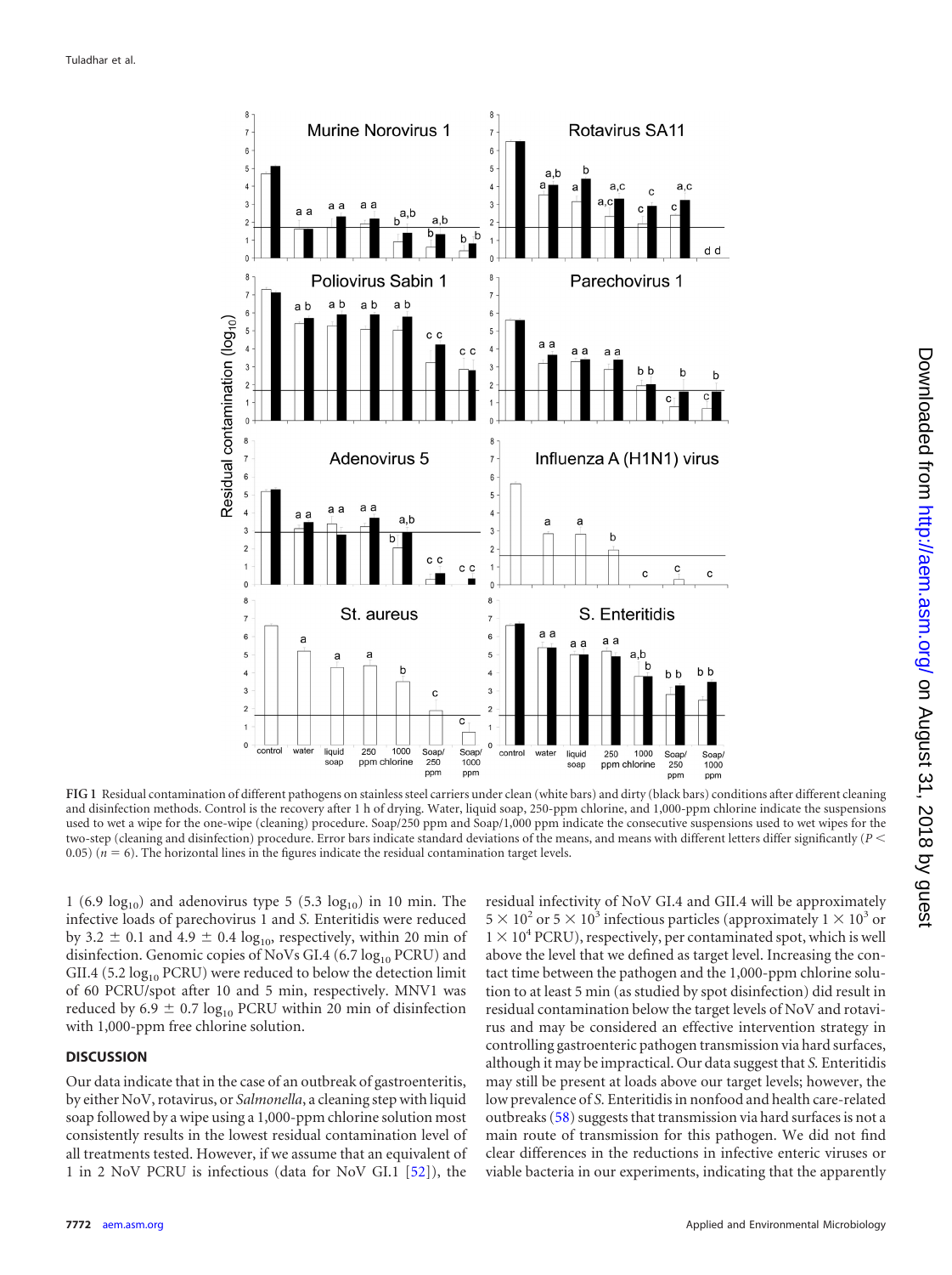FIG 1 Residual contamination of different pathogens on stainless steel carriers under clean (white bars) and dirty (black bars) conditions after different cleaning and disinfection methods. Control is the recovery after 1 h of drying. Water, liquid soap, 250-ppm chlorine, and 1,000-ppm chlorine indicate the suspensions used to wet a wipe for the one-wipe (cleaning) procedure. Soap/250 ppm and Soap/1,000 ppm indicate the consecutive suspensions used to wet wipes for the two-step (cleaning and disinfection) procedure. Error bars indicate standard deviations of the means, and means with different letters differ significantly ($P < 0.05$) ($n = 6$). The horizontal lines in the figures indicate the residual contamination target levels.

1 (6.9 $\log_{10}$) and adenovirus type 5 (5.3 $\log_{10}$) in 10 min. The infective loads of parechovirus 1 and *S.* Enteritidis were reduced by 3.2 ± 0.1 and 4.9 ± 0.4 $\log_{10}$, respectively, within 20 min of disinfection. Genomic copies of NoVs GI.4 (6.7 $\log_{10}$ PCRU) and GII.4 (5.2 $\log_{10}$ PCRU) were reduced to below the detection limit of 60 PCRU/spot after 10 and 5 min, respectively. MNV1 was reduced by 6.9 ± 0.7 $\log_{10}$ PCRU within 20 min of disinfection with 1,000-ppm free chlorine solution.

## DISCUSSION

Our data indicate that in the case of an outbreak of gastroenteritis, by either NoV, rotavirus, or *Salmonella*, a cleaning step with liquid soap followed by a wipe using a 1,000-ppm chlorine solution most consistently results in the lowest residual contamination level of all treatments tested. However, if we assume that an equivalent of 1 in 2 NoV PCRU is infectious (data for NoV GI.1 [52]), the residual infectivity of NoV GI.4 and GII.4 will be approximately $5 \times 10^2$ or $5 \times 10^3$ infectious particles (approximately $1 \times 10^3$ or $1 \times 10^4$ PCRU), respectively, per contaminated spot, which is well above the level that we defined as target level. Increasing the contact time between the pathogen and the 1,000-ppm chlorine solution to at least 5 min (as studied by spot disinfection) did result in residual contamination below the target levels of NoV and rotavirus and may be considered an effective intervention strategy in controlling gastroenteric pathogen transmission via hard surfaces, although it may be impractical. Our data suggest that *S.* Enteritidis may still be present at loads above our target levels; however, the low prevalence of *S.* Enteritidis in nonfood and health care-related outbreaks (58) suggests that transmission via hard surfaces is not a main route of transmission for this pathogen. We did not find clear differences in the reductions in infective enteric viruses or viable bacteria in our experiments, indicating that the apparently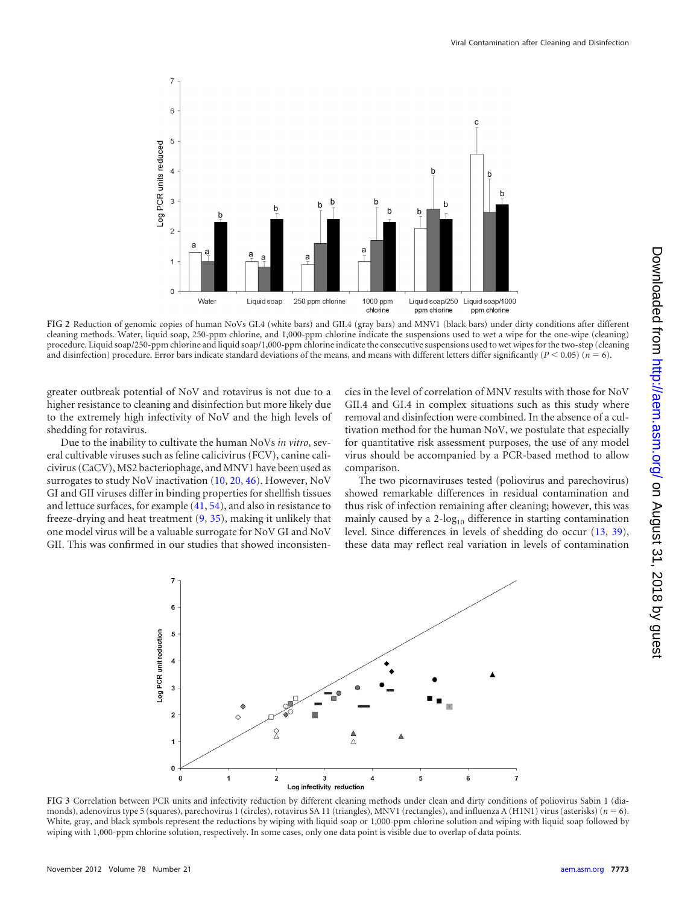FIG 2 Reduction of genomic copies of human NoVs GI.4 (white bars) and GII.4 (gray bars) and MNV1 (black bars) under dirty conditions after different cleaning methods. Water, liquid soap, 250-ppm chlorine, and 1,000-ppm chlorine indicate the suspensions used to wet a wipe for the one-wipe (cleaning) procedure. Liquid soap/250-ppm chlorine and liquid soap/1,000-ppm chlorine indicate the consecutive suspensions used to wet wipes for the two-step (cleaning and disinfection) procedure. Error bars indicate standard deviations of the means, and means with different letters differ significantly ($P < 0.05$) ($n = 6$).

greater outbreak potential of NoV and rotavirus is not due to a higher resistance to cleaning and disinfection but more likely due to the extremely high infectivity of NoV and the high levels of shedding for rotavirus.

Due to the inability to cultivate the human NoVs *in vitro*, several cultivable viruses such as feline calicivirus (FCV), canine calicivirus (CaCV), MS2 bacteriophage, and MNV1 have been used as surrogates to study NoV inactivation (10, 20, 46). However, NoV GI and GII viruses differ in binding properties for shellfish tissues and lettuce surfaces, for example (41, 54), and also in resistance to freeze-drying and heat treatment (9, 35), making it unlikely that one model virus will be a valuable surrogate for NoV GI and NoV GII. This was confirmed in our studies that showed inconsistencies in the level of correlation of MNV results with those for NoV GII.4 and GI.4 in complex situations such as this study where removal and disinfection were combined. In the absence of a cultivation method for the human NoV, we postulate that especially for quantitative risk assessment purposes, the use of any model virus should be accompanied by a PCR-based method to allow comparison.

The two picornaviruses tested (poliovirus and parechovirus) showed remarkable differences in residual contamination and thus risk of infection remaining after cleaning; however, this was mainly caused by a 2-$\log_{10}$ difference in starting contamination level. Since differences in levels of shedding do occur (13, 39), these data may reflect real variation in levels of contamination

FIG 3 Correlation between PCR units and infectivity reduction by different cleaning methods under clean and dirty conditions of poliovirus Sabin 1 (diamonds), adenovirus type 5 (squares), parechovirus 1 (circles), rotavirus SA 11 (triangles), MNV1 (rectangles), and influenza A (H1N1) virus (asterisks) ($n = 6$). White, gray, and black symbols represent the reductions by wiping with liquid soap or 1,000-ppm chlorine solution and wiping with liquid soap followed by wiping with 1,000-ppm chlorine solution, respectively. In some cases, only one data point is visible due to overlap of data points.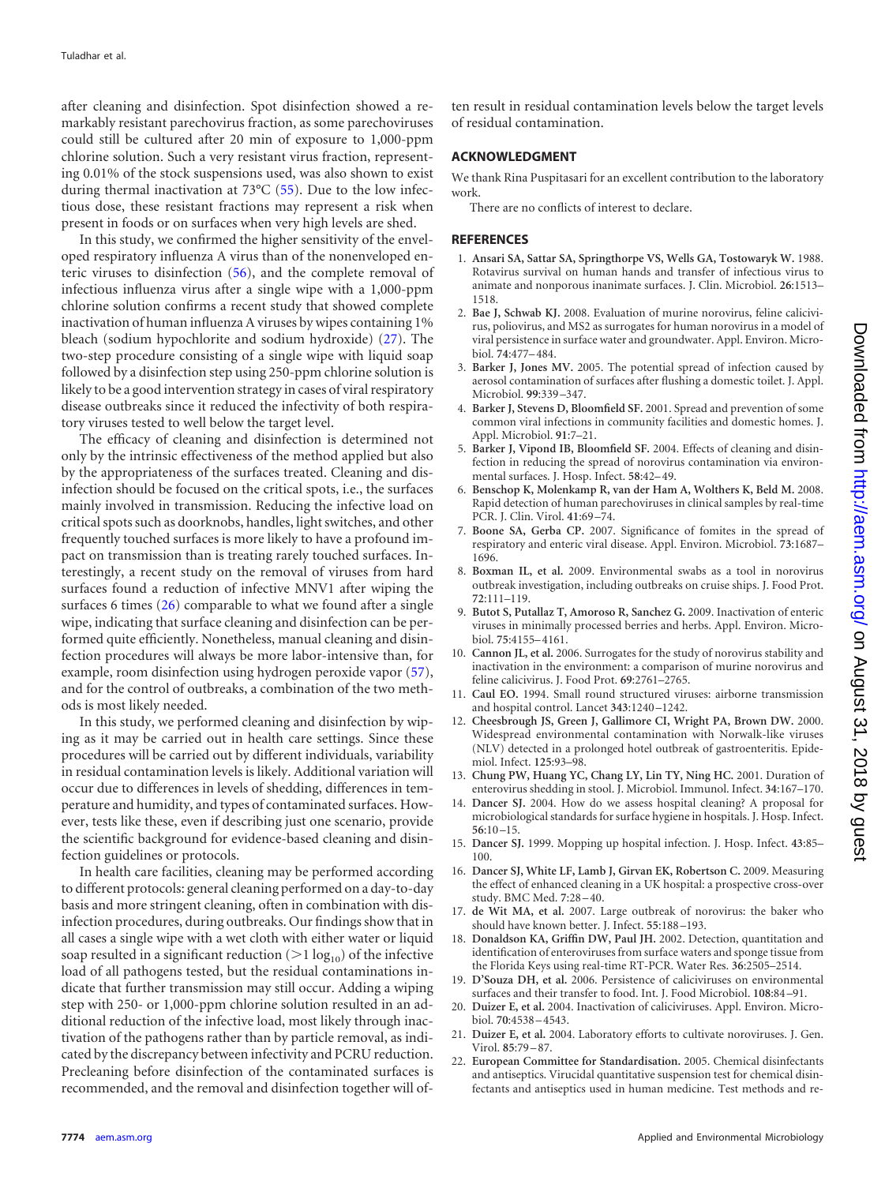after cleaning and disinfection. Spot disinfection showed a remarkably resistant parechovirus fraction, as some parechoviruses could still be cultured after 20 min of exposure to 1,000-ppm chlorine solution. Such a very resistant virus fraction, representing 0.01% of the stock suspensions used, was also shown to exist during thermal inactivation at 73°C (55). Due to the low infectious dose, these resistant fractions may represent a risk when present in foods or on surfaces when very high levels are shed.

In this study, we confirmed the higher sensitivity of the enveloped respiratory influenza A virus than of the nonenveloped enteric viruses to disinfection (56), and the complete removal of infectious influenza virus after a single wipe with a 1,000-ppm chlorine solution confirms a recent study that showed complete inactivation of human influenza A viruses by wipes containing 1% bleach (sodium hypochlorite and sodium hydroxide) (27). The two-step procedure consisting of a single wipe with liquid soap followed by a disinfection step using 250-ppm chlorine solution is likely to be a good intervention strategy in cases of viral respiratory disease outbreaks since it reduced the infectivity of both respiratory viruses tested to well below the target level.

The efficacy of cleaning and disinfection is determined not only by the intrinsic effectiveness of the method applied but also by the appropriateness of the surfaces treated. Cleaning and disinfection should be focused on the critical spots, i.e., the surfaces mainly involved in transmission. Reducing the infective load on critical spots such as doorknobs, handles, light switches, and other frequently touched surfaces is more likely to have a profound impact on transmission than is treating rarely touched surfaces. Interestingly, a recent study on the removal of viruses from hard surfaces found a reduction of infective MNV1 after wiping the surfaces 6 times (26) comparable to what we found after a single wipe, indicating that surface cleaning and disinfection can be performed quite efficiently. Nonetheless, manual cleaning and disinfection procedures will always be more labor-intensive than, for example, room disinfection using hydrogen peroxide vapor (57), and for the control of outbreaks, a combination of the two methods is most likely needed.

In this study, we performed cleaning and disinfection by wiping as it may be carried out in health care settings. Since these procedures will be carried out by different individuals, variability in residual contamination levels is likely. Additional variation will occur due to differences in levels of shedding, differences in temperature and humidity, and types of contaminated surfaces. However, tests like these, even if describing just one scenario, provide the scientific background for evidence-based cleaning and disinfection guidelines or protocols.

In health care facilities, cleaning may be performed according to different protocols: general cleaning performed on a day-to-day basis and more stringent cleaning, often in combination with disinfection procedures, during outbreaks. Our findings show that in all cases a single wipe with a wet cloth with either water or liquid soap resulted in a significant reduction ($>1 \log_{10}$) of the infective load of all pathogens tested, but the residual contaminations indicate that further transmission may still occur. Adding a wiping step with 250- or 1,000-ppm chlorine solution resulted in an additional reduction of the infective load, most likely through inactivation of the pathogens rather than by particle removal, as indicated by the discrepancy between infectivity and PCRU reduction. Precleaning before disinfection of the contaminated surfaces is recommended, and the removal and disinfection together will often result in residual contamination levels below the target levels of residual contamination.

## ACKNOWLEDGMENT

We thank Rina Puspitasari for an excellent contribution to the laboratory work.

There are no conflicts of interest to declare.

## REFERENCES

1. **Ansari SA, Sattar SA, Springthorpe VS, Wells GA, Tostowaryk W.** 1988. Rotavirus survival on human hands and transfer of infectious virus to animate and nonporous inanimate surfaces. J. Clin. Microbiol. **26**:1513–1518.
2. **Bae J, Schwab KJ.** 2008. Evaluation of murine norovirus, feline calicivirus, poliovirus, and MS2 as surrogates for human norovirus in a model of viral persistence in surface water and groundwater. Appl. Environ. Microbiol. **74**:477–484.
3. **Barker J, Jones MV.** 2005. The potential spread of infection caused by aerosol contamination of surfaces after flushing a domestic toilet. J. Appl. Microbiol. **99**:339–347.
4. **Barker J, Stevens D, Bloomfield SF.** 2001. Spread and prevention of some common viral infections in community facilities and domestic homes. J. Appl. Microbiol. **91**:7–21.
5. **Barker J, Vipond IB, Bloomfield SF.** 2004. Effects of cleaning and disinfection in reducing the spread of norovirus contamination via environmental surfaces. J. Hosp. Infect. **58**:42–49.
6. **Benschop K, Molenkamp R, van der Ham A, Wolthers K, Beld M.** 2008. Rapid detection of human parechoviruses in clinical samples by real-time PCR. J. Clin. Virol. **41**:69–74.
7. **Boone SA, Gerba CP.** 2007. Significance of fomites in the spread of respiratory and enteric viral disease. Appl. Environ. Microbiol. **73**:1687–1696.
8. **Boxman IL, et al.** 2009. Environmental swabs as a tool in norovirus outbreak investigation, including outbreaks on cruise ships. J. Food Prot. **72**:111–119.
9. **Butot S, Putallaz T, Amoroso R, Sanchez G.** 2009. Inactivation of enteric viruses in minimally processed berries and herbs. Appl. Environ. Microbiol. **75**:4155–4161.
10. **Cannon JL, et al.** 2006. Surrogates for the study of norovirus stability and inactivation in the environment: a comparison of murine norovirus and feline calicivirus. J. Food Prot. **69**:2761–2765.
11. **Caul EO.** 1994. Small round structured viruses: airborne transmission and hospital control. Lancet **343**:1240–1242.
12. **Cheesbrough JS, Green J, Gallimore CI, Wright PA, Brown DW.** 2000. Widespread environmental contamination with Norwalk-like viruses (NLV) detected in a prolonged hotel outbreak of gastroenteritis. Epidemiol. Infect. **125**:93–98.
13. **Chung PW, Huang YC, Chang LY, Lin TY, Ning HC.** 2001. Duration of enterovirus shedding in stool. J. Microbiol. Immunol. Infect. **34**:167–170.
14. **Dancer SJ.** 2004. How do we assess hospital cleaning? A proposal for microbiological standards for surface hygiene in hospitals. J. Hosp. Infect. **56**:10–15.
15. **Dancer SJ.** 1999. Mopping up hospital infection. J. Hosp. Infect. **43**:85–100.
16. **Dancer SJ, White LF, Lamb J, Girvan EK, Robertson C.** 2009. Measuring the effect of enhanced cleaning in a UK hospital: a prospective cross-over study. BMC Med. **7**:28–40.
17. **de Wit MA, et al.** 2007. Large outbreak of norovirus: the baker who should have known better. J. Infect. **55**:188–193.
18. **Donaldson KA, Griffin DW, Paul JH.** 2002. Detection, quantitation and identification of enteroviruses from surface waters and sponge tissue from the Florida Keys using real-time RT-PCR. Water Res. **36**:2505–2514.
19. **D'Souza DH, et al.** 2006. Persistence of caliciviruses on environmental surfaces and their transfer to food. Int. J. Food Microbiol. **108**:84–91.
20. **Duizer E, et al.** 2004. Inactivation of caliciviruses. Appl. Environ. Microbiol. **70**:4538–4543.
21. **Duizer E, et al.** 2004. Laboratory efforts to cultivate noroviruses. J. Gen. Virol. **85**:79–87.
22. **European Committee for Standardisation.** 2005. Chemical disinfectants and antiseptics. Virucidal quantitative suspension test for chemical disinfectants and antiseptics used in human medicine. Test methods and re-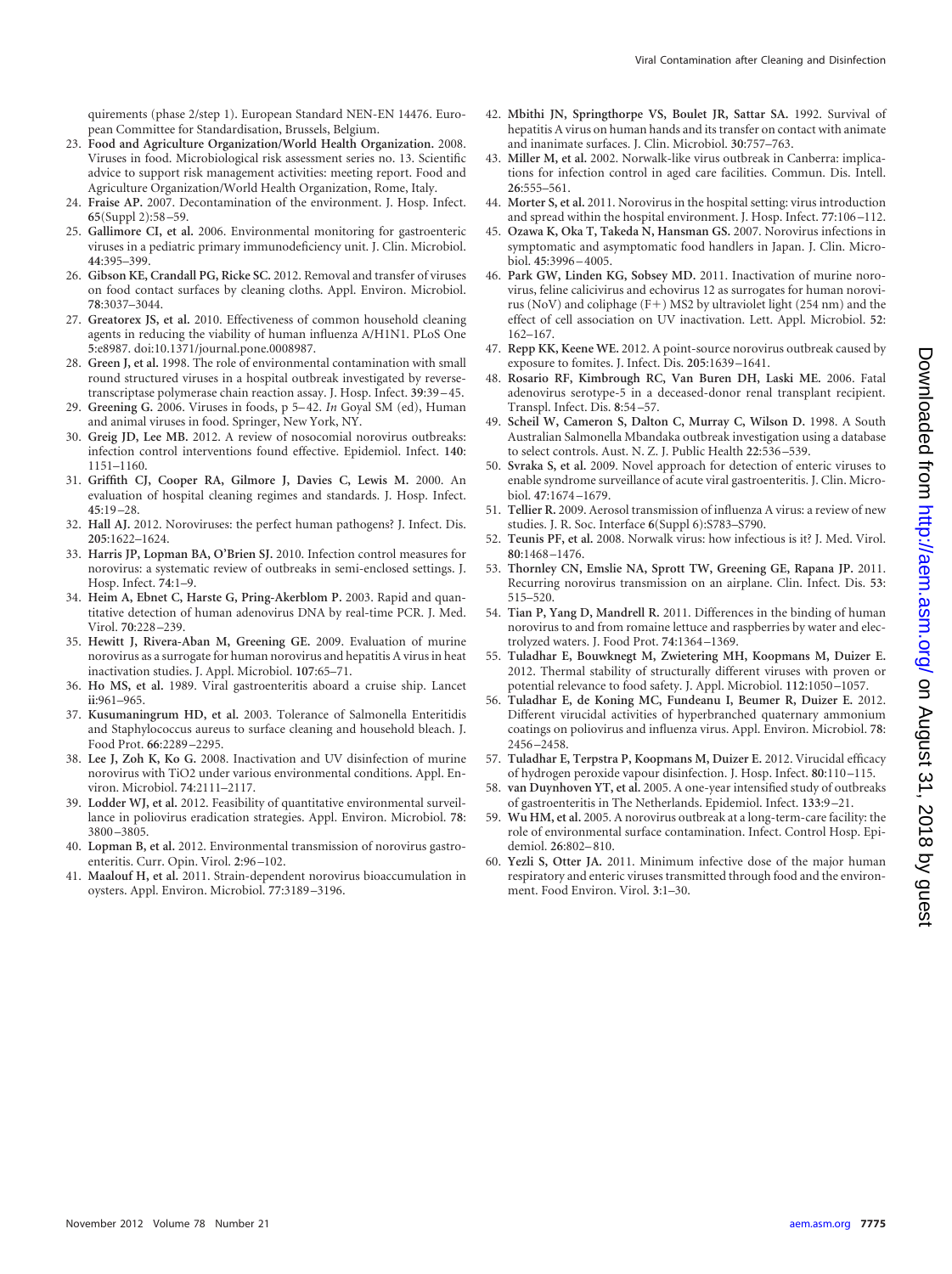quirements (phase 2/step 1). European Standard NEN-EN 14476. European Committee for Standardisation, Brussels, Belgium.

23. **Food and Agriculture Organization/World Health Organization.** 2008. Viruses in food. Microbiological risk assessment series no. 13. Scientific advice to support risk management activities: meeting report. Food and Agriculture Organization/World Health Organization, Rome, Italy.
24. **Fraise AP.** 2007. Decontamination of the environment. J. Hosp. Infect. **65**(Suppl 2):58–59.
25. **Gallimore CI, et al.** 2006. Environmental monitoring for gastroenteric viruses in a pediatric primary immunodeficiency unit. J. Clin. Microbiol. **44**:395–399.
26. **Gibson KE, Crandall PG, Ricke SC.** 2012. Removal and transfer of viruses on food contact surfaces by cleaning cloths. Appl. Environ. Microbiol. **78**:3037–3044.
27. **Greatorex JS, et al.** 2010. Effectiveness of common household cleaning agents in reducing the viability of human influenza A/H1N1. PLoS One **5**:e8987. doi:10.1371/journal.pone.0008987.
28. **Green J, et al.** 1998. The role of environmental contamination with small round structured viruses in a hospital outbreak investigated by reverse-transcriptase polymerase chain reaction assay. J. Hosp. Infect. **39**:39–45.
29. **Greening G.** 2006. Viruses in foods, p 5–42. *In* Goyal SM (ed), Human and animal viruses in food. Springer, New York, NY.
30. **Greig JD, Lee MB.** 2012. A review of nosocomial norovirus outbreaks: infection control interventions found effective. Epidemiol. Infect. **140**: 1151–1160.
31. **Griffith CJ, Cooper RA, Gilmore J, Davies C, Lewis M.** 2000. An evaluation of hospital cleaning regimes and standards. J. Hosp. Infect. **45**:19–28.
32. **Hall AJ.** 2012. Noroviruses: the perfect human pathogens? J. Infect. Dis. **205**:1622–1624.
33. **Harris JP, Lopman BA, O'Brien SJ.** 2010. Infection control measures for norovirus: a systematic review of outbreaks in semi-enclosed settings. J. Hosp. Infect. **74**:1–9.
34. **Heim A, Ebnet C, Harste G, Pring-Akerblom P.** 2003. Rapid and quantitative detection of human adenovirus DNA by real-time PCR. J. Med. Virol. **70**:228–239.
35. **Hewitt J, Rivera-Aban M, Greening GE.** 2009. Evaluation of murine norovirus as a surrogate for human norovirus and hepatitis A virus in heat inactivation studies. J. Appl. Microbiol. **107**:65–71.
36. **Ho MS, et al.** 1989. Viral gastroenteritis aboard a cruise ship. Lancet **ii**:961–965.
37. **Kusumaningrum HD, et al.** 2003. Tolerance of Salmonella Enteritidis and Staphylococcus aureus to surface cleaning and household bleach. J. Food Prot. **66**:2289–2295.
38. **Lee J, Zoh K, Ko G.** 2008. Inactivation and UV disinfection of murine norovirus with TiO2 under various environmental conditions. Appl. Environ. Microbiol. **74**:2111–2117.
39. **Lodder WJ, et al.** 2012. Feasibility of quantitative environmental surveillance in poliovirus eradication strategies. Appl. Environ. Microbiol. **78**: 3800–3805.
40. **Lopman B, et al.** 2012. Environmental transmission of norovirus gastroenteritis. Curr. Opin. Virol. **2**:96–102.
41. **Maalouf H, et al.** 2011. Strain-dependent norovirus bioaccumulation in oysters. Appl. Environ. Microbiol. **77**:3189–3196.
42. **Mbithi JN, Springthorpe VS, Boulet JR, Sattar SA.** 1992. Survival of hepatitis A virus on human hands and its transfer on contact with animate and inanimate surfaces. J. Clin. Microbiol. **30**:757–763.
43. **Miller M, et al.** 2002. Norwalk-like virus outbreak in Canberra: implications for infection control in aged care facilities. Commun. Dis. Intell. **26**:555–561.
44. **Morter S, et al.** 2011. Norovirus in the hospital setting: virus introduction and spread within the hospital environment. J. Hosp. Infect. **77**:106–112.
45. **Ozawa K, Oka T, Takeda N, Hansman GS.** 2007. Norovirus infections in symptomatic and asymptomatic food handlers in Japan. J. Clin. Microbiol. **45**:3996–4005.
46. **Park GW, Linden KG, Sobsey MD.** 2011. Inactivation of murine norovirus, feline calicivirus and echovirus 12 as surrogates for human norovirus (NoV) and coliphage (F+) MS2 by ultraviolet light (254 nm) and the effect of cell association on UV inactivation. Lett. Appl. Microbiol. **52**: 162–167.
47. **Repp KK, Keene WE.** 2012. A point-source norovirus outbreak caused by exposure to fomites. J. Infect. Dis. **205**:1639–1641.
48. **Rosario RF, Kimbrough RC, Van Buren DH, Laski ME.** 2006. Fatal adenovirus serotype-5 in a deceased-donor renal transplant recipient. Transpl. Infect. Dis. **8**:54–57.
49. **Scheil W, Cameron S, Dalton C, Murray C, Wilson D.** 1998. A South Australian Salmonella Mbandaka outbreak investigation using a database to select controls. Aust. N. Z. J. Public Health **22**:536–539.
50. **Svraka S, et al.** 2009. Novel approach for detection of enteric viruses to enable syndrome surveillance of acute viral gastroenteritis. J. Clin. Microbiol. **47**:1674–1679.
51. **Tellier R.** 2009. Aerosol transmission of influenza A virus: a review of new studies. J. R. Soc. Interface **6**(Suppl 6):S783–S790.
52. **Teunis PF, et al.** 2008. Norwalk virus: how infectious is it? J. Med. Virol. **80**:1468–1476.
53. **Thornley CN, Emslie NA, Sprott TW, Greening GE, Rapana JP.** 2011. Recurring norovirus transmission on an airplane. Clin. Infect. Dis. **53**: 515–520.
54. **Tian P, Yang D, Mandrell R.** 2011. Differences in the binding of human norovirus to and from romaine lettuce and raspberries by water and electrolyzed waters. J. Food Prot. **74**:1364–1369.
55. **Tuladhar E, Bouwknegt M, Zwietering MH, Koopmans M, Duizer E.** 2012. Thermal stability of structurally different viruses with proven or potential relevance to food safety. J. Appl. Microbiol. **112**:1050–1057.
56. **Tuladhar E, de Koning MC, Fundeanu I, Beumer R, Duizer E.** 2012. Different virucidal activities of hyperbranched quaternary ammonium coatings on poliovirus and influenza virus. Appl. Environ. Microbiol. **78**: 2456–2458.
57. **Tuladhar E, Terpstra P, Koopmans M, Duizer E.** 2012. Virucidal efficacy of hydrogen peroxide vapour disinfection. J. Hosp. Infect. **80**:110–115.
58. **van Duynhoven YT, et al.** 2005. A one-year intensified study of outbreaks of gastroenteritis in The Netherlands. Epidemiol. Infect. **133**:9–21.
59. **Wu HM, et al.** 2005. A norovirus outbreak at a long-term-care facility: the role of environmental surface contamination. Infect. Control Hosp. Epidemiol. **26**:802–810.
60. **Yezli S, Otter JA.** 2011. Minimum infective dose of the major human respiratory and enteric viruses transmitted through food and the environment. Food Environ. Virol. **3**:1–30.